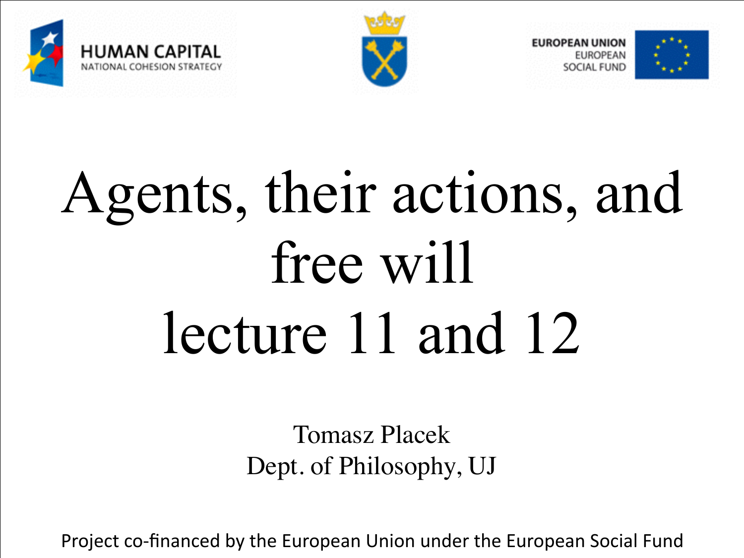HUMAN CAPITAL
NATIONAL COHESION STRATEGY

EUROPEAN UNION
EUROPEAN
SOCIAL FUND

# Agents, their actions, and free will lecture 11 and 12

Tomasz Placek
Dept. of Philosophy, UJ

Project co-financed by the European Union under the European Social Fund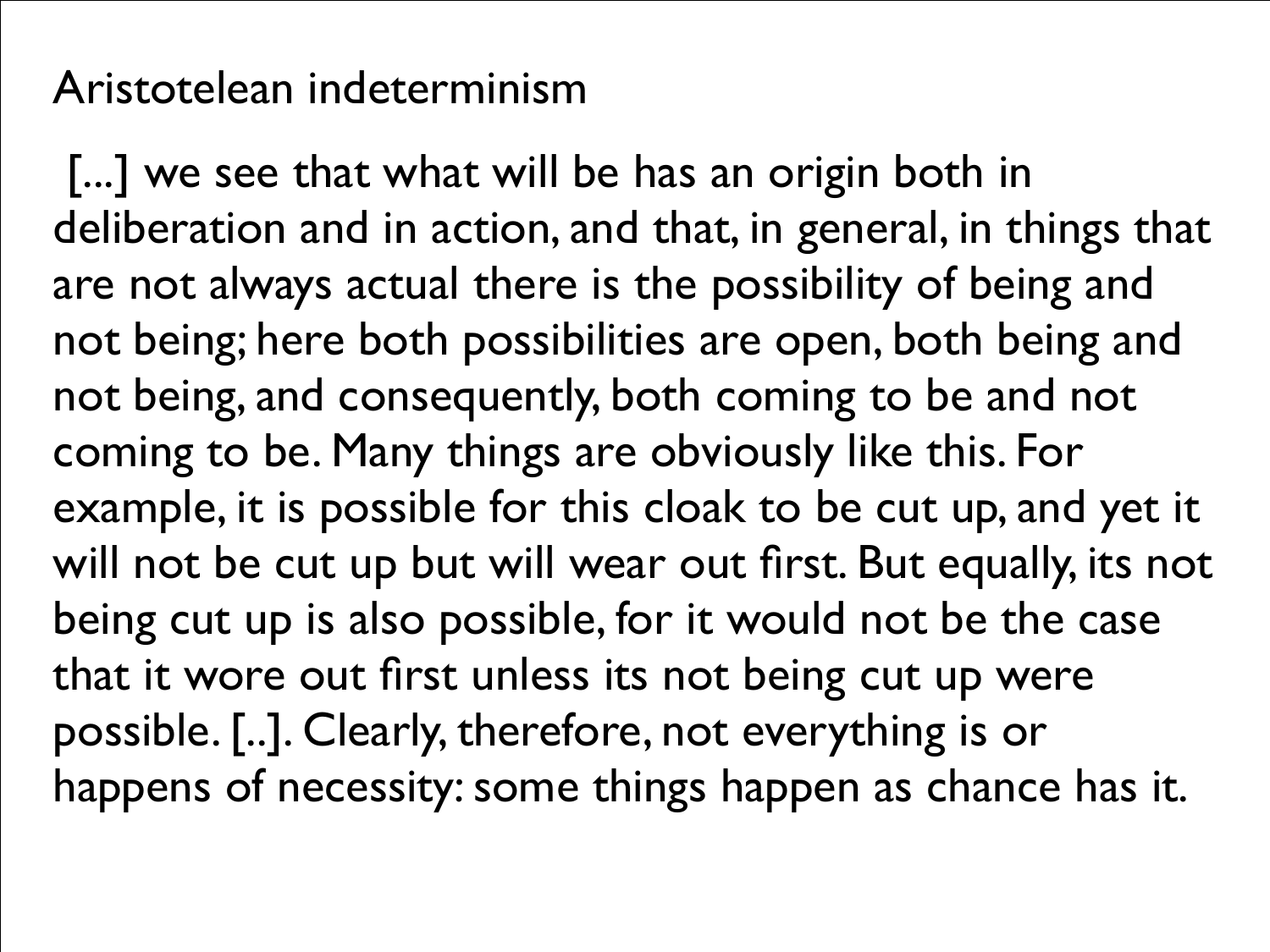# Aristotelean indeterminism

[...] we see that what will be has an origin both in deliberation and in action, and that, in general, in things that are not always actual there is the possibility of being and not being; here both possibilities are open, both being and not being, and consequently, both coming to be and not coming to be. Many things are obviously like this. For example, it is possible for this cloak to be cut up, and yet it will not be cut up but will wear out first. But equally, its not being cut up is also possible, for it would not be the case that it wore out first unless its not being cut up were possible. [..]. Clearly, therefore, not everything is or happens of necessity: some things happen as chance has it.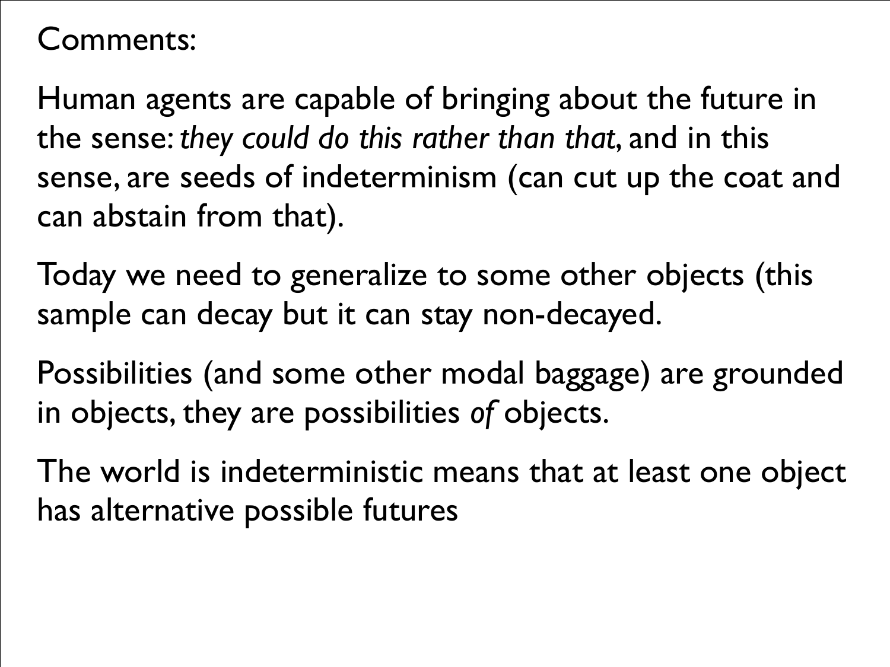Comments:

Human agents are capable of bringing about the future in the sense: *they could do this rather than that*, and in this sense, are seeds of indeterminism (can cut up the coat and can abstain from that).

Today we need to generalize to some other objects (this sample can decay but it can stay non-decayed.

Possibilities (and some other modal baggage) are grounded in objects, they are possibilities *of* objects.

The world is indeterministic means that at least one object has alternative possible futures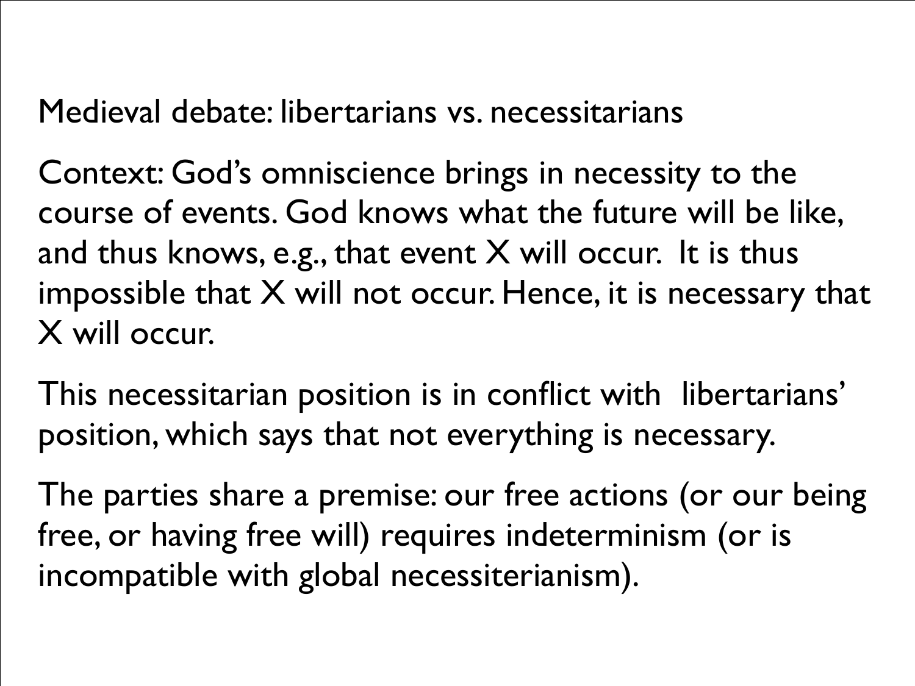Medieval debate: libertarians vs. necessitarians

Context: God's omniscience brings in necessity to the course of events. God knows what the future will be like, and thus knows, e.g., that event X will occur. It is thus impossible that X will not occur. Hence, it is necessary that X will occur.

This necessitarian position is in conflict with libertarians' position, which says that not everything is necessary.

The parties share a premise: our free actions (or our being free, or having free will) requires indeterminism (or is incompatible with global necessiterianism).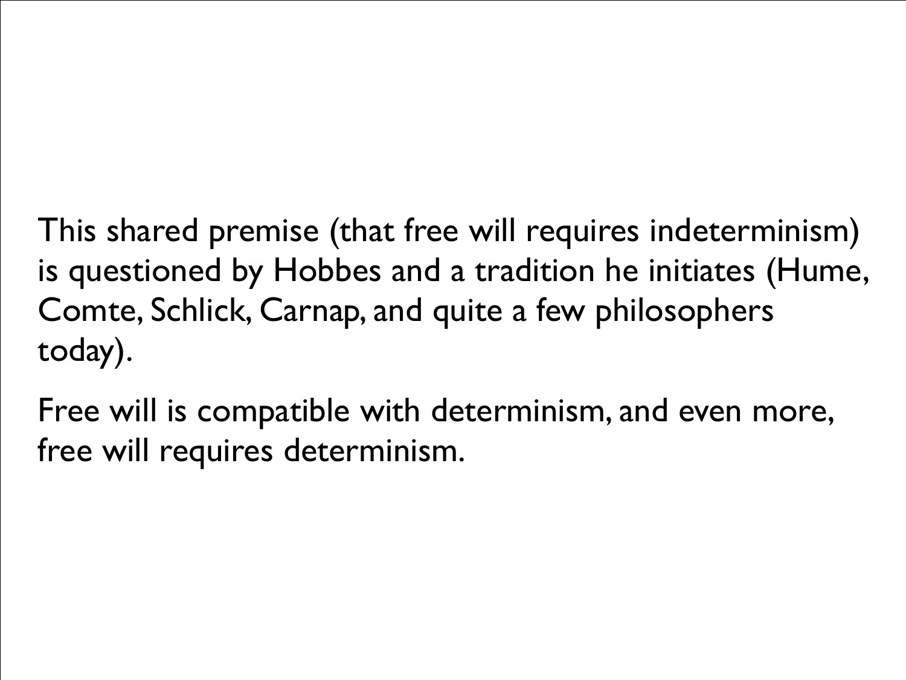This shared premise (that free will requires indeterminism) is questioned by Hobbes and a tradition he initiates (Hume, Comte, Schlick, Carnap, and quite a few philosophers today).

Free will is compatible with determinism, and even more, free will requires determinism.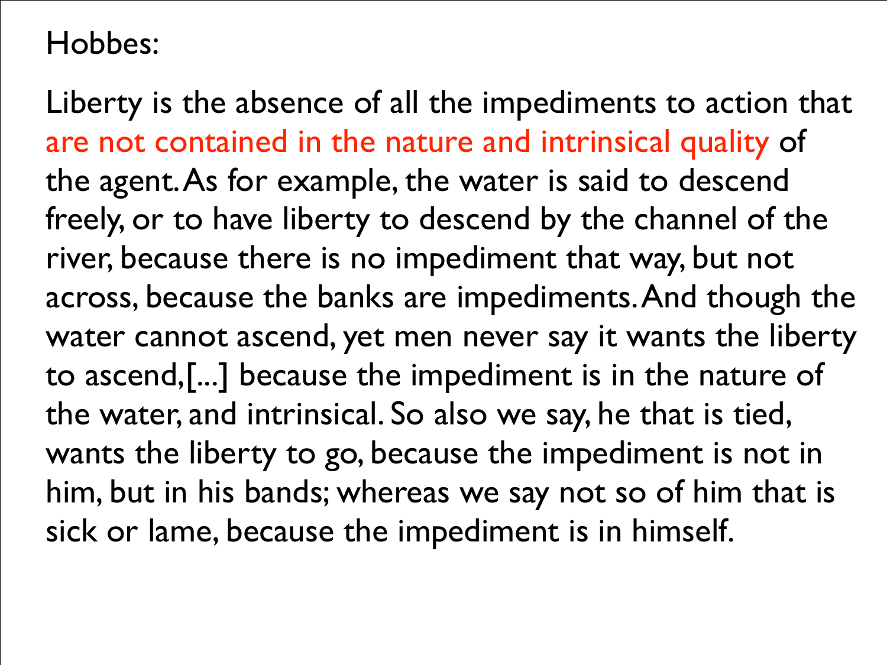Hobbes:

Liberty is the absence of all the impediments to action that are not contained in the nature and intrinsical quality of the agent. As for example, the water is said to descend freely, or to have liberty to descend by the channel of the river, because there is no impediment that way, but not across, because the banks are impediments. And though the water cannot ascend, yet men never say it wants the liberty to ascend,[...] because the impediment is in the nature of the water, and intrinsical. So also we say, he that is tied, wants the liberty to go, because the impediment is not in him, but in his bands; whereas we say not so of him that is sick or lame, because the impediment is in himself.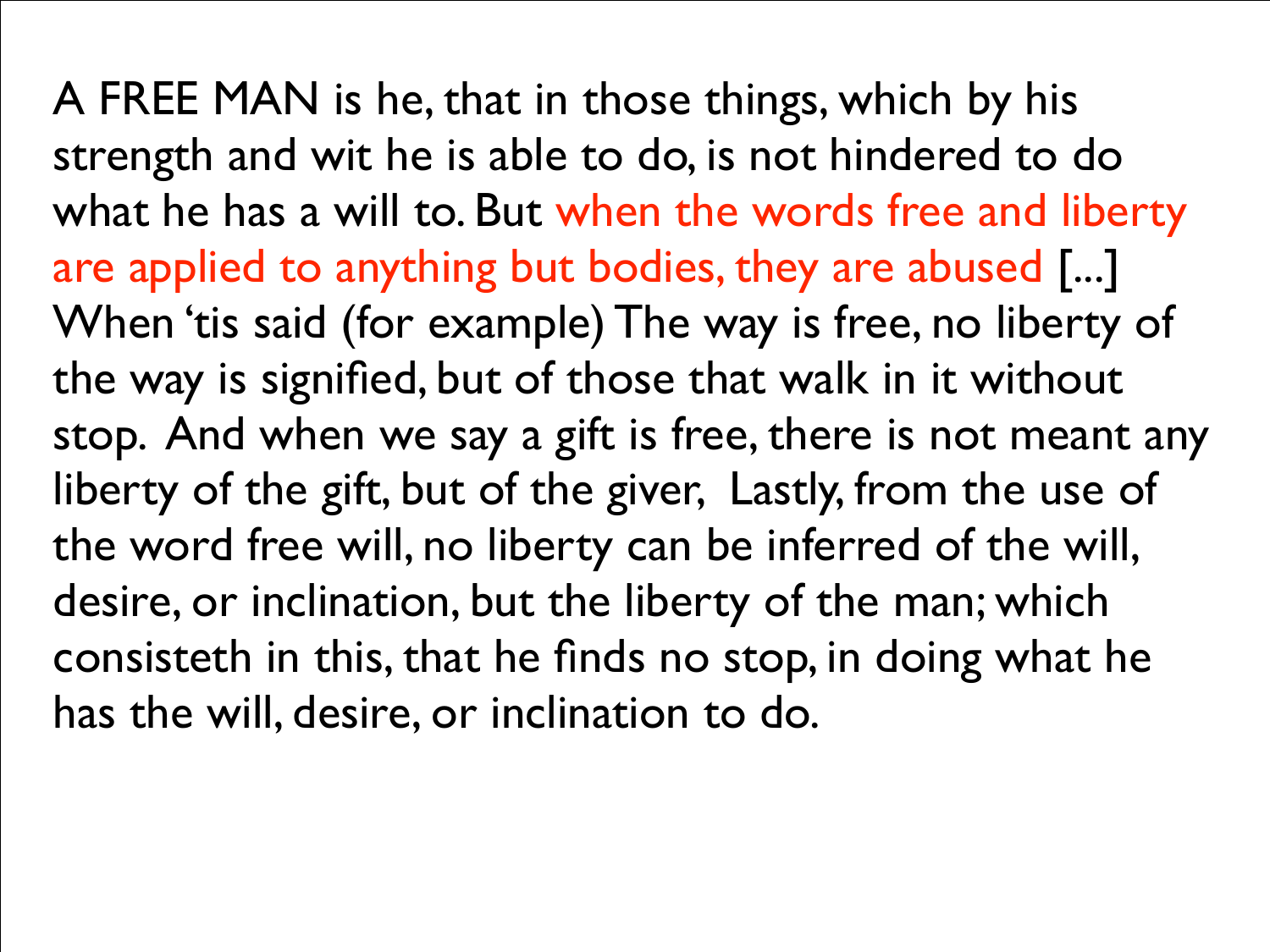A FREE MAN is he, that in those things, which by his strength and wit he is able to do, is not hindered to do what he has a will to. But when the words free and liberty are applied to anything but bodies, they are abused [...] When 'tis said (for example) The way is free, no liberty of the way is signified, but of those that walk in it without stop. And when we say a gift is free, there is not meant any liberty of the gift, but of the giver, Lastly, from the use of the word free will, no liberty can be inferred of the will, desire, or inclination, but the liberty of the man; which consisteth in this, that he finds no stop, in doing what he has the will, desire, or inclination to do.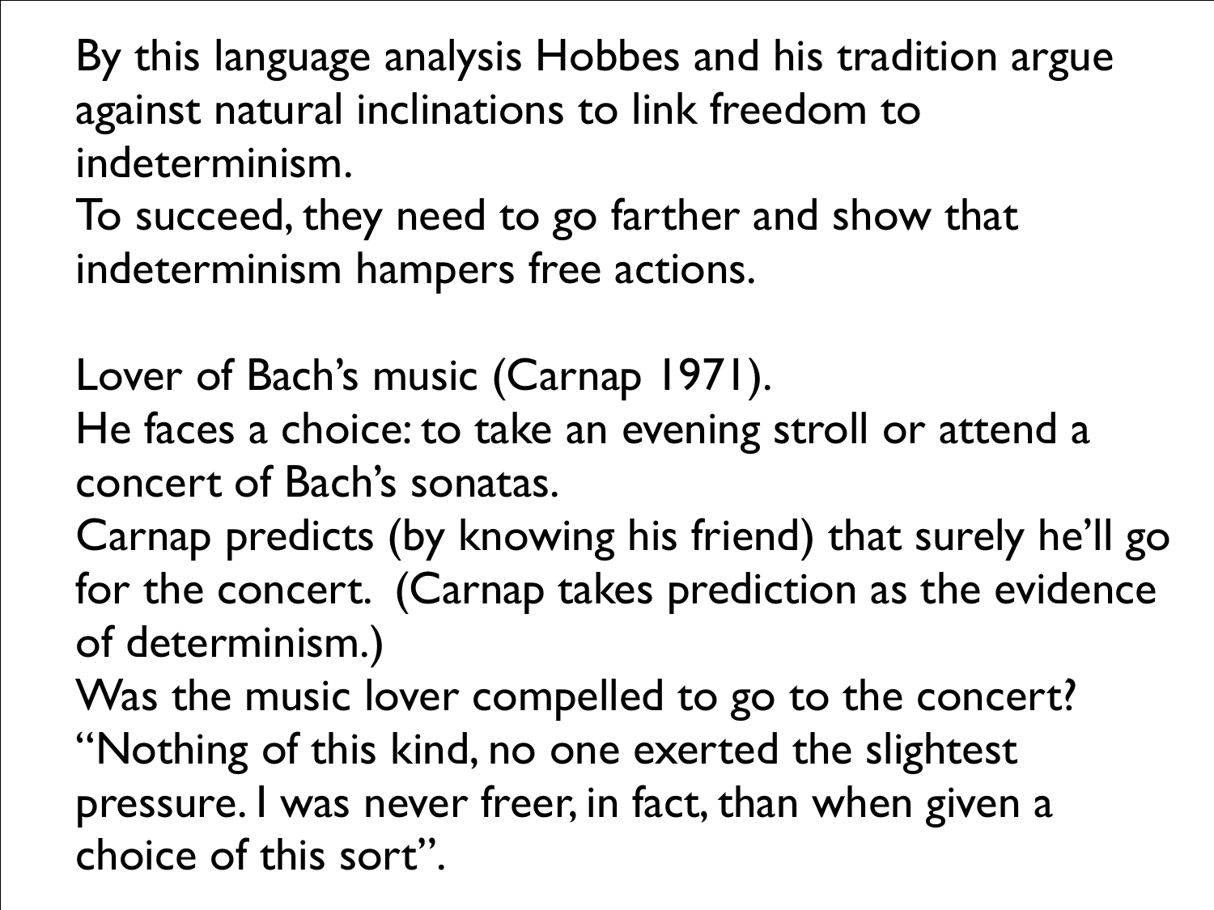By this language analysis Hobbes and his tradition argue against natural inclinations to link freedom to indeterminism.
To succeed, they need to go farther and show that indeterminism hampers free actions.

Lover of Bach's music (Carnap 1971).
He faces a choice: to take an evening stroll or attend a concert of Bach's sonatas.
Carnap predicts (by knowing his friend) that surely he'll go for the concert. (Carnap takes prediction as the evidence of determinism.)
Was the music lover compelled to go to the concert?
"Nothing of this kind, no one exerted the slightest pressure. I was never freer, in fact, than when given a choice of this sort".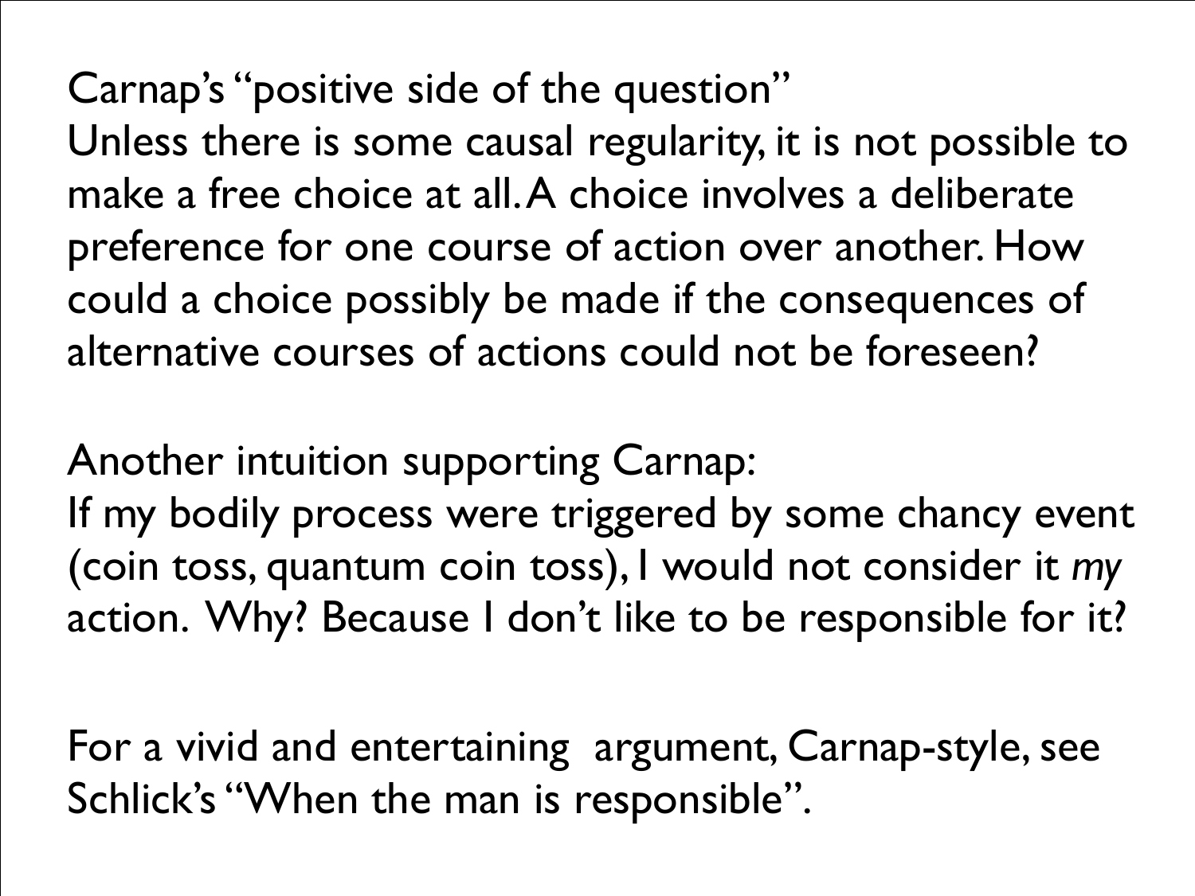Carnap's "positive side of the question"
Unless there is some causal regularity, it is not possible to make a free choice at all. A choice involves a deliberate preference for one course of action over another. How could a choice possibly be made if the consequences of alternative courses of actions could not be foreseen?

Another intuition supporting Carnap:
If my bodily process were triggered by some chancy event (coin toss, quantum coin toss), I would not consider it *my* action. Why? Because I don't like to be responsible for it?

For a vivid and entertaining argument, Carnap-style, see Schlick's "When the man is responsible".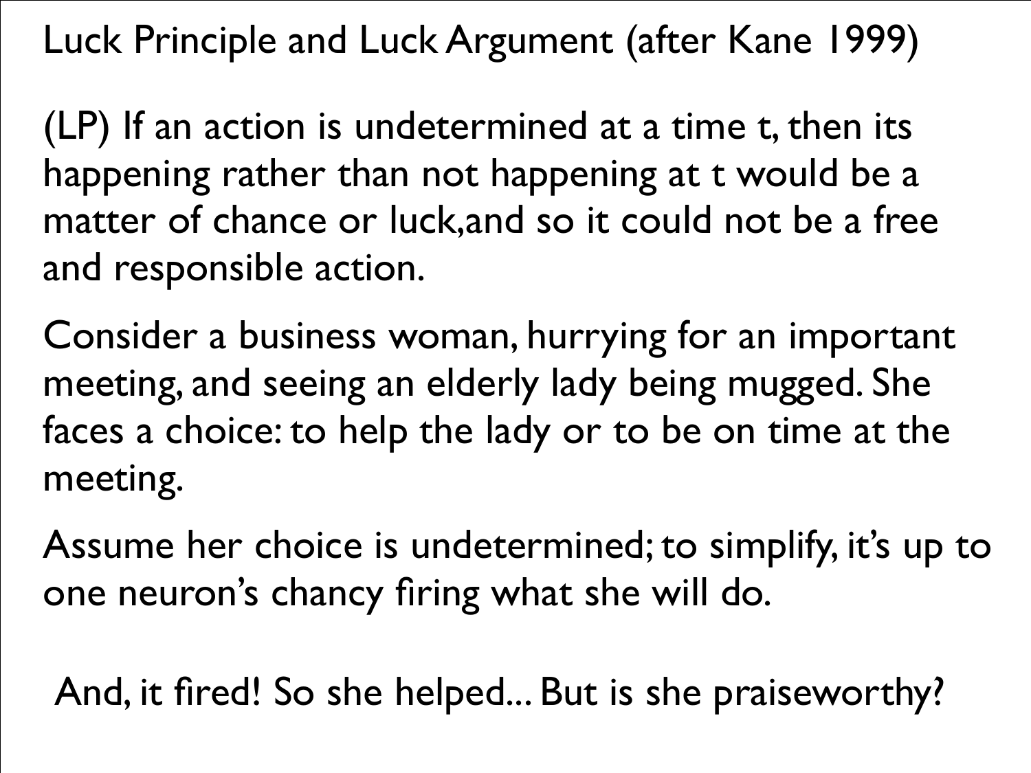# Luck Principle and Luck Argument (after Kane 1999)

(LP) If an action is undetermined at a time t, then its happening rather than not happening at t would be a matter of chance or luck,and so it could not be a free and responsible action.

Consider a business woman, hurrying for an important meeting, and seeing an elderly lady being mugged. She faces a choice: to help the lady or to be on time at the meeting.

Assume her choice is undetermined; to simplify, it's up to one neuron's chancy firing what she will do.

And, it fired! So she helped... But is she praiseworthy?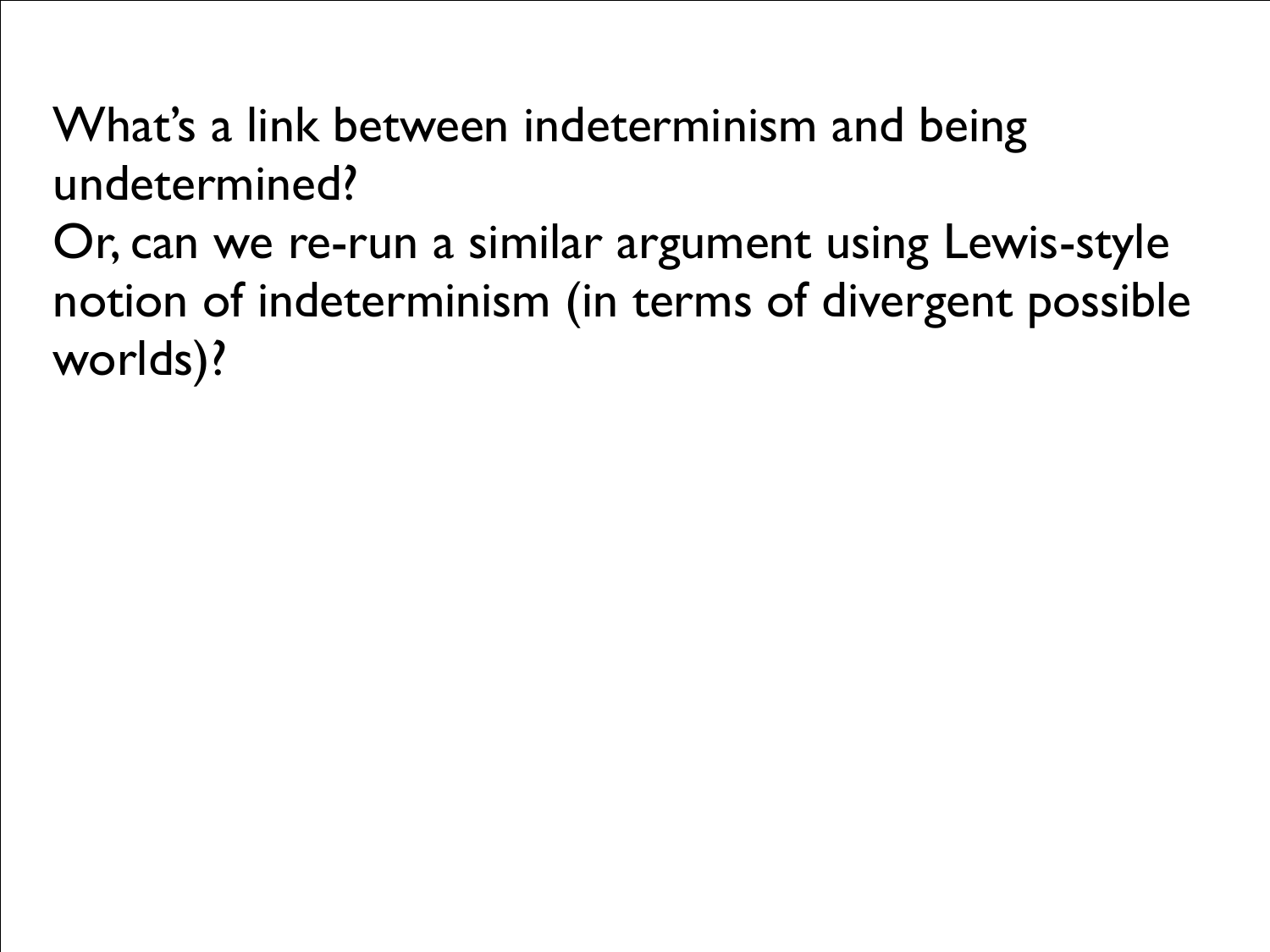What's a link between indeterminism and being undetermined?

Or, can we re-run a similar argument using Lewis-style notion of indeterminism (in terms of divergent possible worlds)?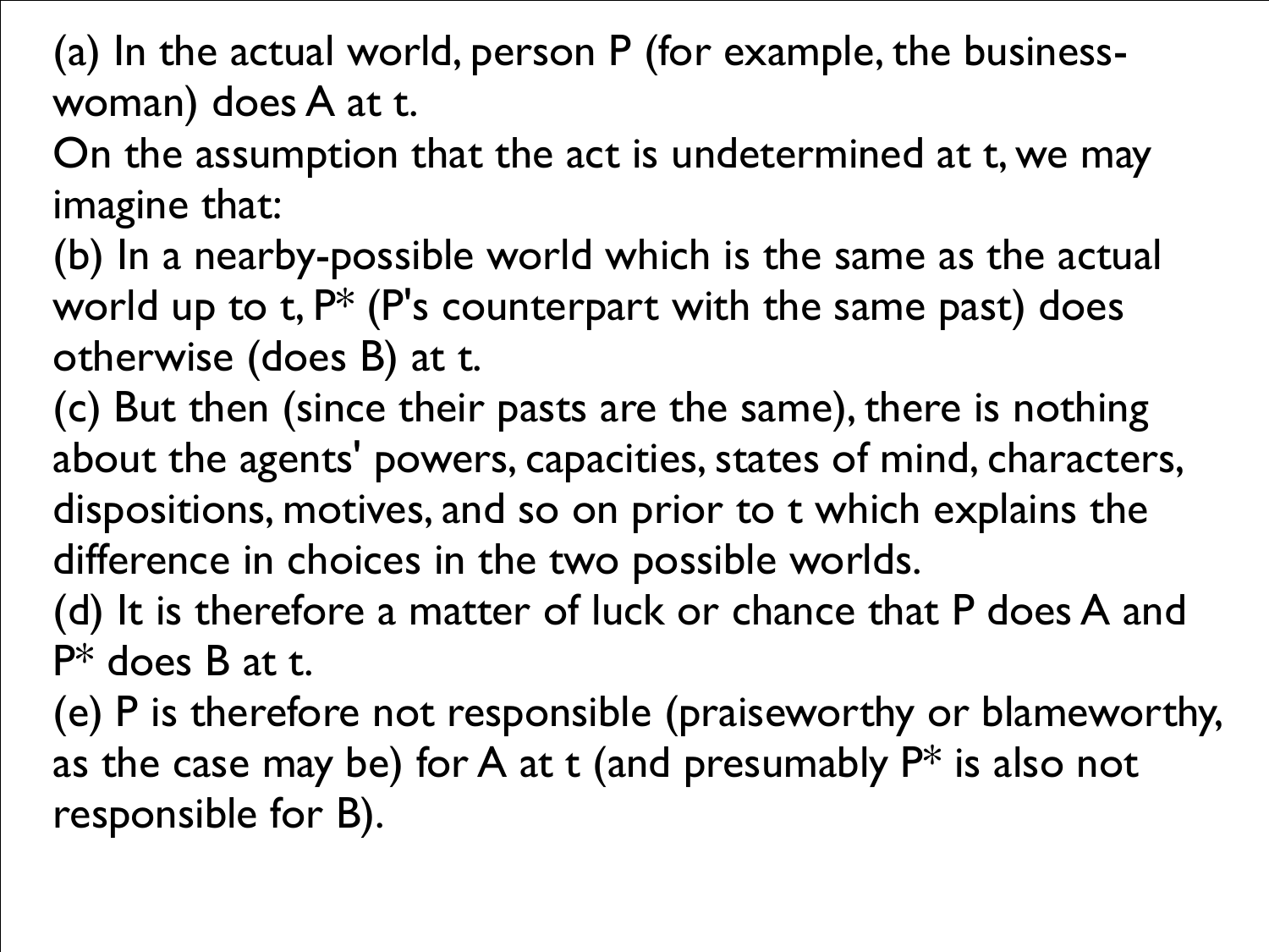(a) In the actual world, person P (for example, the business-woman) does A at t.

On the assumption that the act is undetermined at t, we may imagine that:

(b) In a nearby-possible world which is the same as the actual world up to t, P* (P's counterpart with the same past) does otherwise (does B) at t.

(c) But then (since their pasts are the same), there is nothing about the agents' powers, capacities, states of mind, characters, dispositions, motives, and so on prior to t which explains the difference in choices in the two possible worlds.

(d) It is therefore a matter of luck or chance that P does A and P* does B at t.

(e) P is therefore not responsible (praiseworthy or blameworthy, as the case may be) for A at t (and presumably P* is also not responsible for B).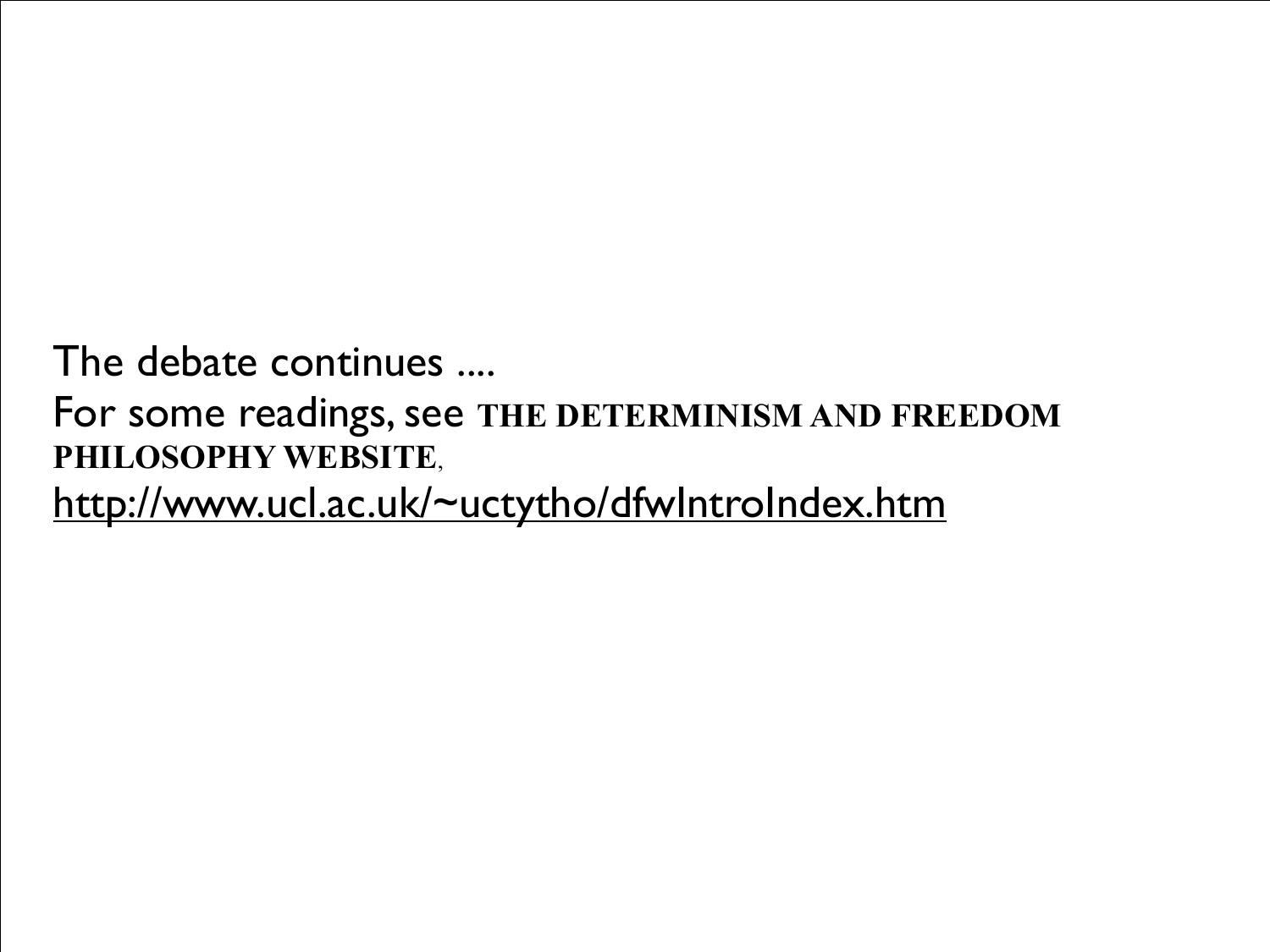The debate continues ....

For some readings, see **THE DETERMINISM AND FREEDOM PHILOSOPHY WEBSITE**,

http://www.ucl.ac.uk/~uctytho/dfwIntroIndex.htm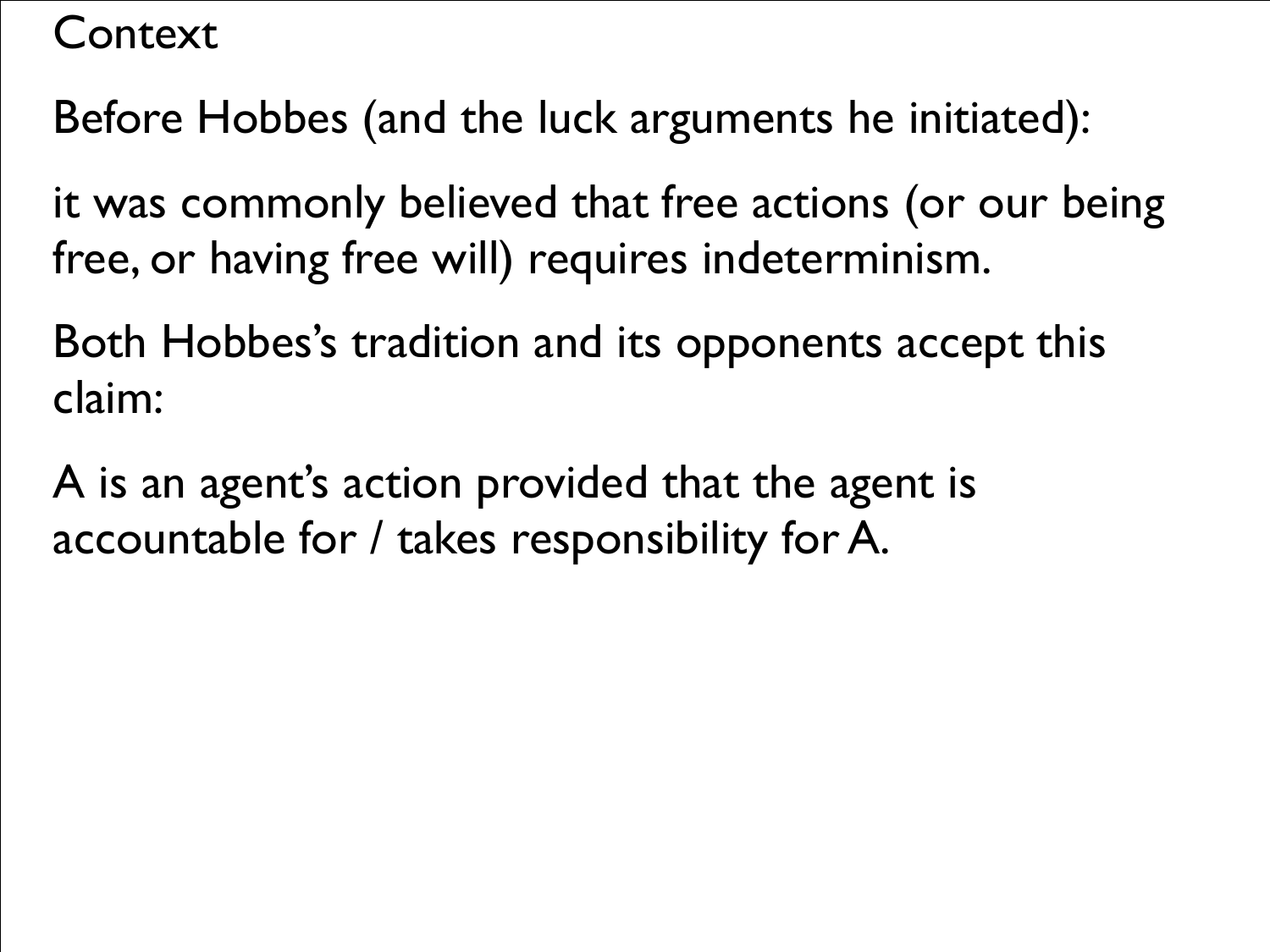# Context

Before Hobbes (and the luck arguments he initiated):

it was commonly believed that free actions (or our being free, or having free will) requires indeterminism.

Both Hobbes's tradition and its opponents accept this claim:

A is an agent's action provided that the agent is accountable for / takes responsibility for A.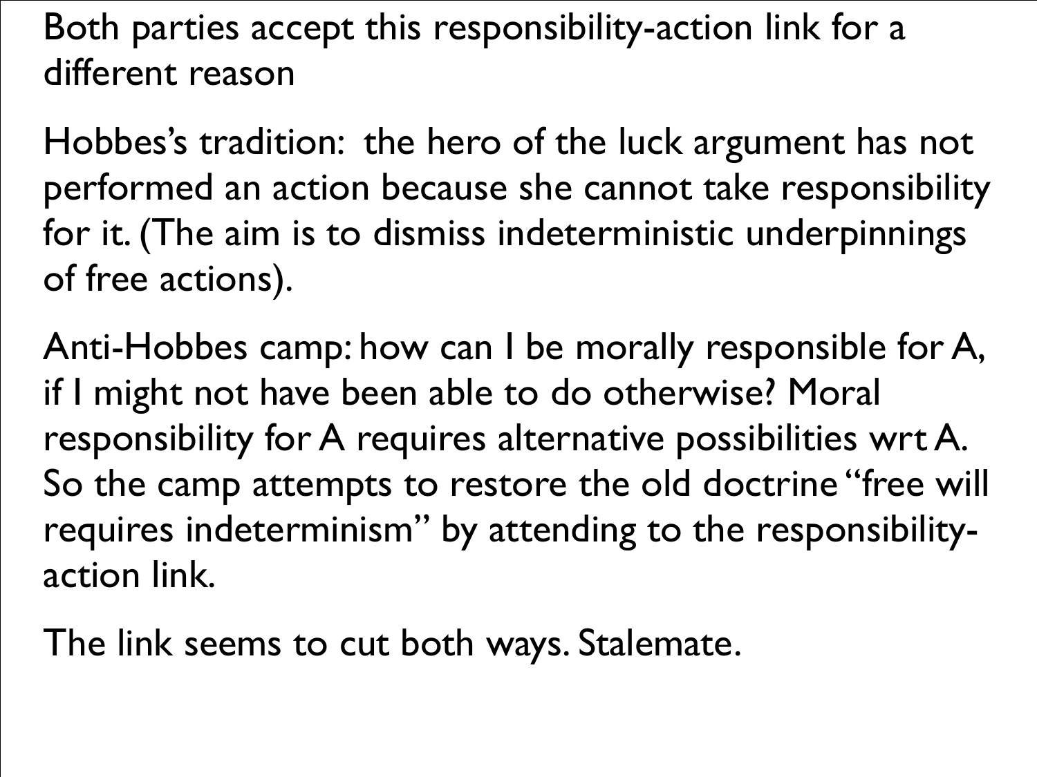Both parties accept this responsibility-action link for a different reason

Hobbes's tradition: the hero of the luck argument has not performed an action because she cannot take responsibility for it. (The aim is to dismiss indeterministic underpinnings of free actions).

Anti-Hobbes camp: how can I be morally responsible for A, if I might not have been able to do otherwise? Moral responsibility for A requires alternative possibilities wrt A. So the camp attempts to restore the old doctrine "free will requires indeterminism" by attending to the responsibility-action link.

The link seems to cut both ways. Stalemate.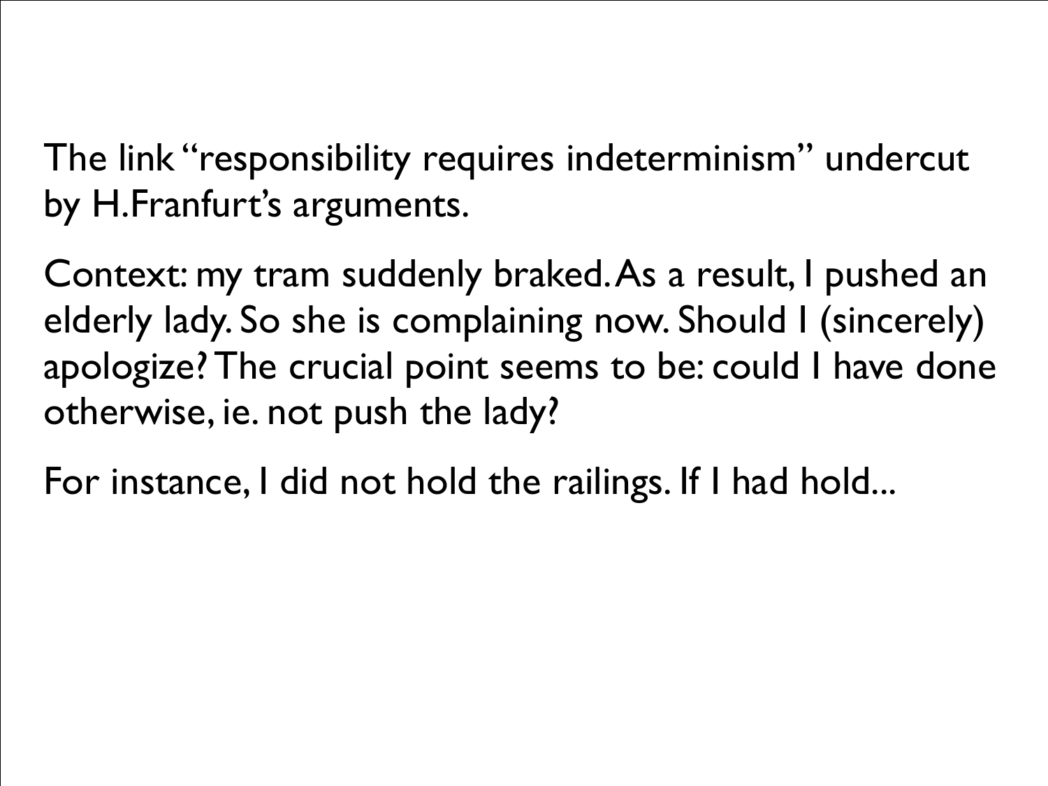The link "responsibility requires indeterminism" undercut by H.Franfurt's arguments.

Context: my tram suddenly braked. As a result, I pushed an elderly lady. So she is complaining now. Should I (sincerely) apologize? The crucial point seems to be: could I have done otherwise, ie. not push the lady?

For instance, I did not hold the railings. If I had hold...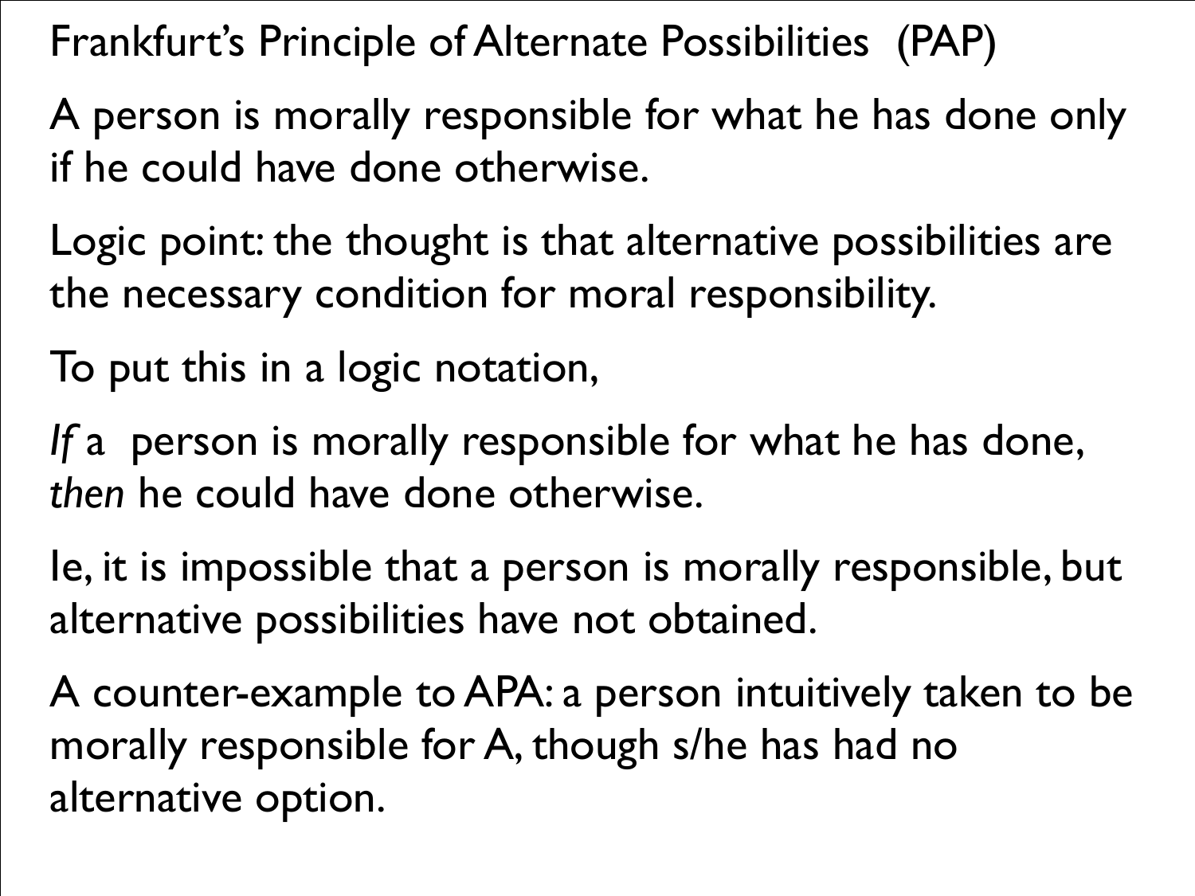Frankfurt's Principle of Alternate Possibilities (PAP)

A person is morally responsible for what he has done only if he could have done otherwise.

Logic point: the thought is that alternative possibilities are the necessary condition for moral responsibility.

To put this in a logic notation,

*If* a person is morally responsible for what he has done, *then* he could have done otherwise.

Ie, it is impossible that a person is morally responsible, but alternative possibilities have not obtained.

A counter-example to APA: a person intuitively taken to be morally responsible for A, though s/he has had no alternative option.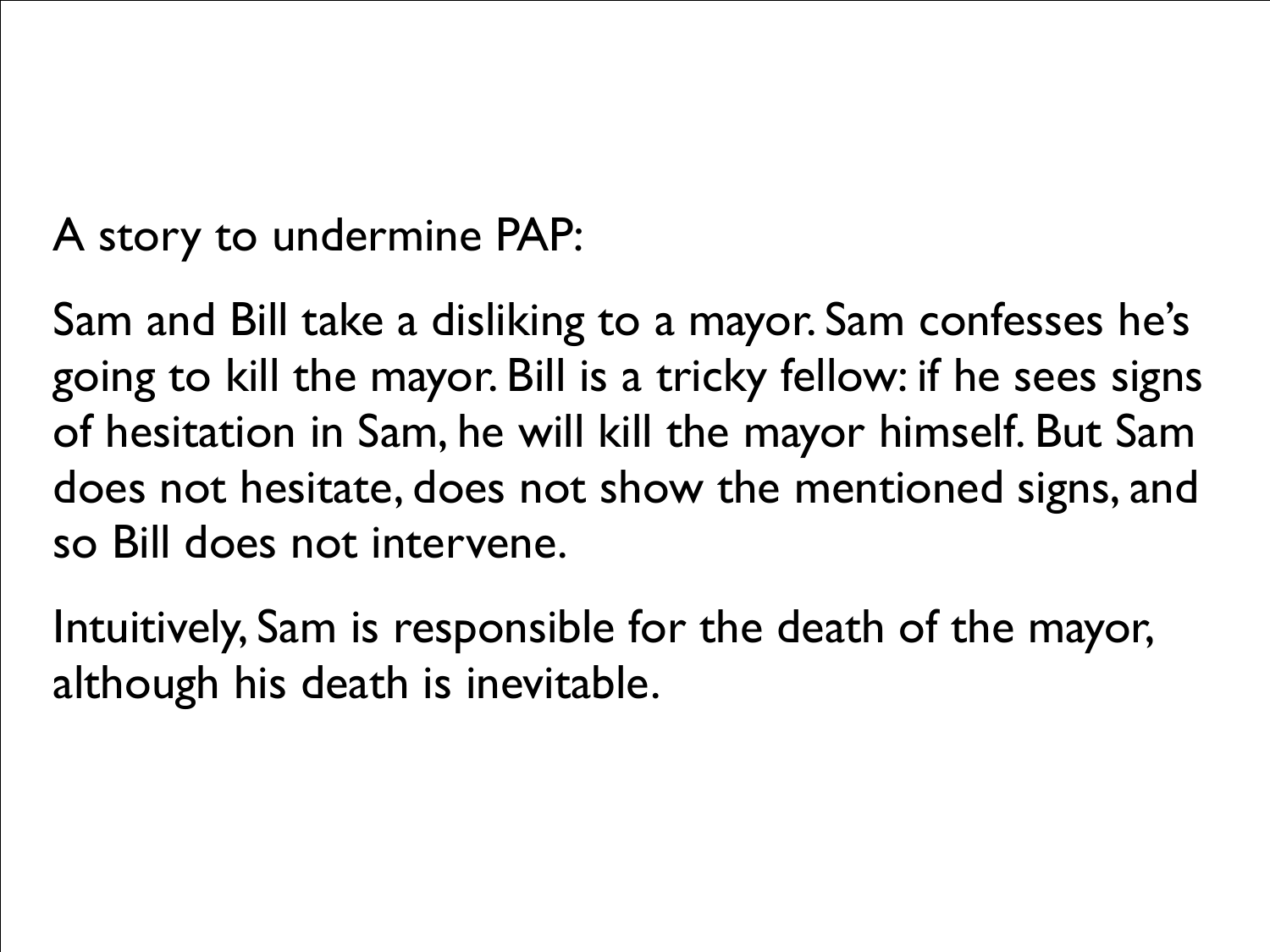A story to undermine PAP:

Sam and Bill take a disliking to a mayor. Sam confesses he's going to kill the mayor. Bill is a tricky fellow: if he sees signs of hesitation in Sam, he will kill the mayor himself. But Sam does not hesitate, does not show the mentioned signs, and so Bill does not intervene.

Intuitively, Sam is responsible for the death of the mayor, although his death is inevitable.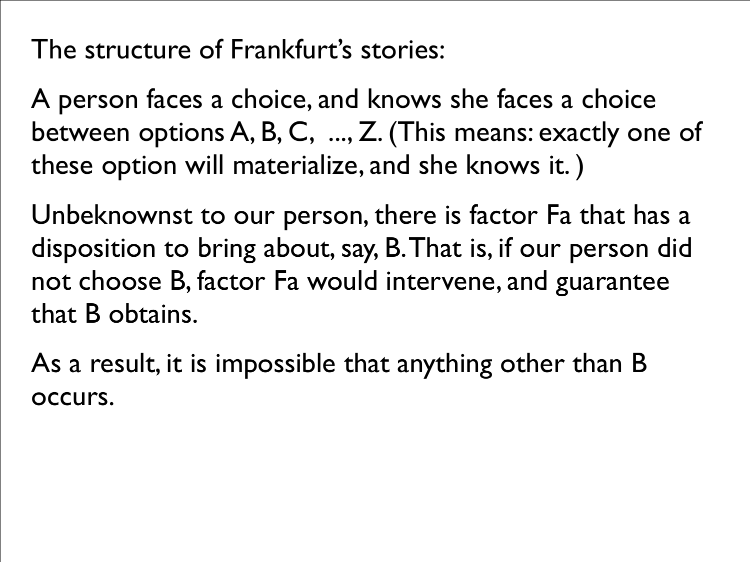The structure of Frankfurt's stories:

A person faces a choice, and knows she faces a choice between options A, B, C, ..., Z. (This means: exactly one of these option will materialize, and she knows it. )

Unbeknownst to our person, there is factor Fa that has a disposition to bring about, say, B. That is, if our person did not choose B, factor Fa would intervene, and guarantee that B obtains.

As a result, it is impossible that anything other than B occurs.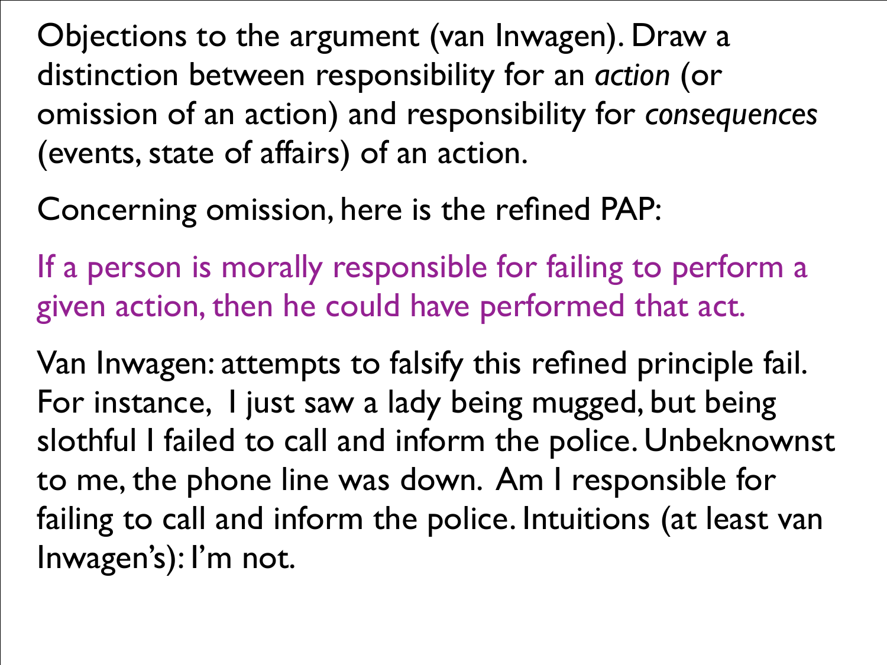Objections to the argument (van Inwagen). Draw a distinction between responsibility for an *action* (or omission of an action) and responsibility for *consequences* (events, state of affairs) of an action.

Concerning omission, here is the refined PAP:

If a person is morally responsible for failing to perform a given action, then he could have performed that act.

Van Inwagen: attempts to falsify this refined principle fail. For instance, I just saw a lady being mugged, but being slothful I failed to call and inform the police. Unbeknownst to me, the phone line was down. Am I responsible for failing to call and inform the police. Intuitions (at least van Inwagen's): I'm not.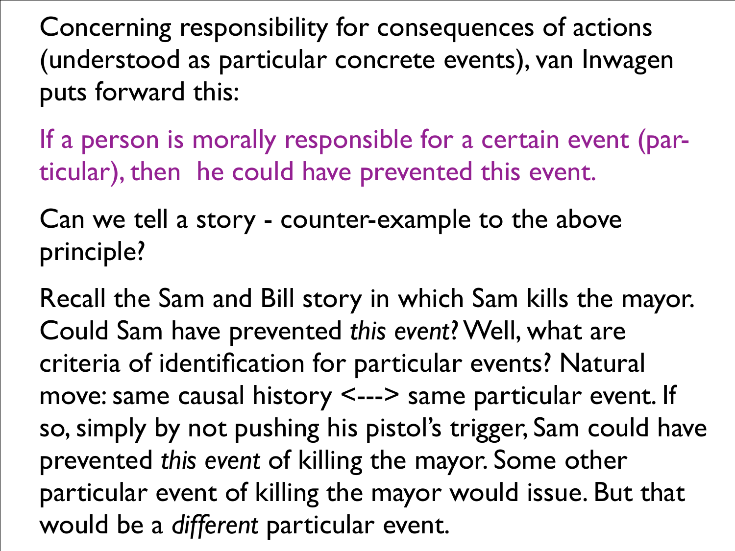Concerning responsibility for consequences of actions (understood as particular concrete events), van Inwagen puts forward this:

If a person is morally responsible for a certain event (particular), then he could have prevented this event.

Can we tell a story - counter-example to the above principle?

Recall the Sam and Bill story in which Sam kills the mayor. Could Sam have prevented *this event*? Well, what are criteria of identification for particular events? Natural move: same causal history <---> same particular event. If so, simply by not pushing his pistol's trigger, Sam could have prevented *this event* of killing the mayor. Some other particular event of killing the mayor would issue. But that would be a *different* particular event.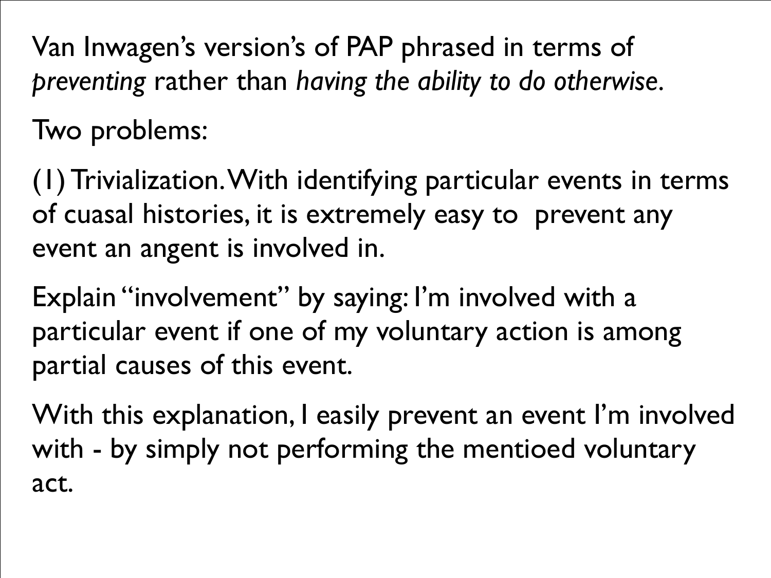Van Inwagen's version's of PAP phrased in terms of *preventing* rather than *having the ability to do otherwise*.

Two problems:

(1) Trivialization. With identifying particular events in terms of cuasal histories, it is extremely easy to prevent any event an angent is involved in.

Explain "involvement" by saying: I'm involved with a particular event if one of my voluntary action is among partial causes of this event.

With this explanation, I easily prevent an event I'm involved with - by simply not performing the mentioed voluntary act.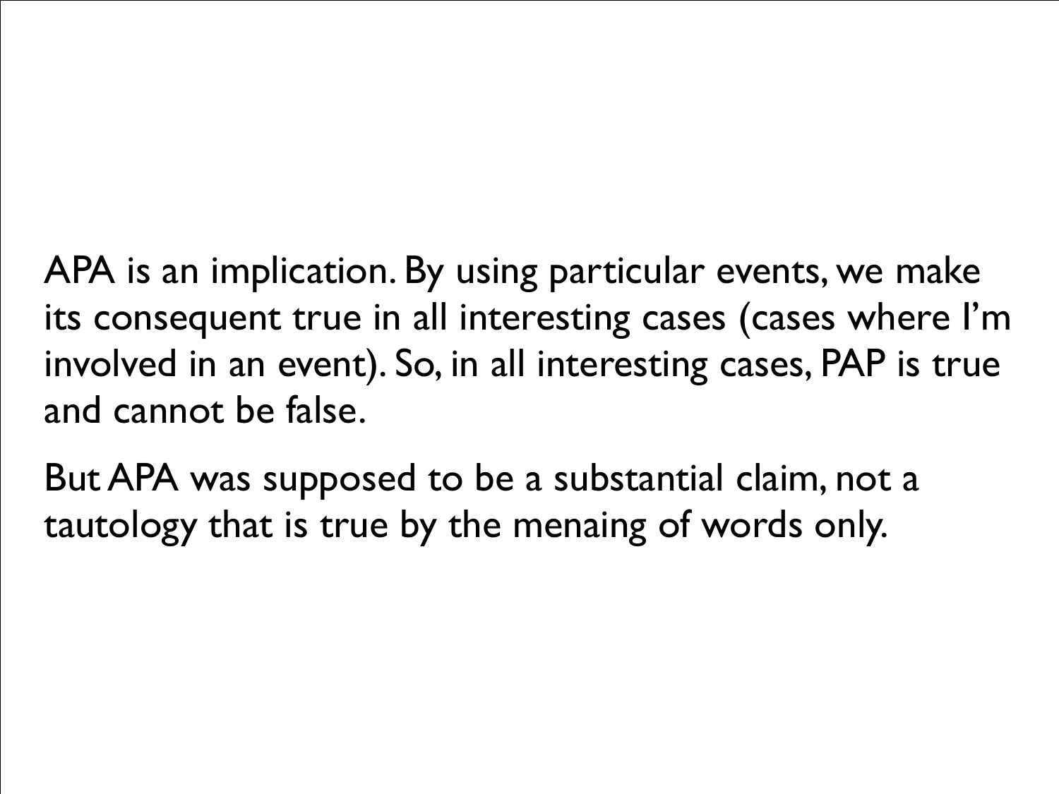APA is an implication. By using particular events, we make its consequent true in all interesting cases (cases where I'm involved in an event). So, in all interesting cases, PAP is true and cannot be false.

But APA was supposed to be a substantial claim, not a tautology that is true by the menaing of words only.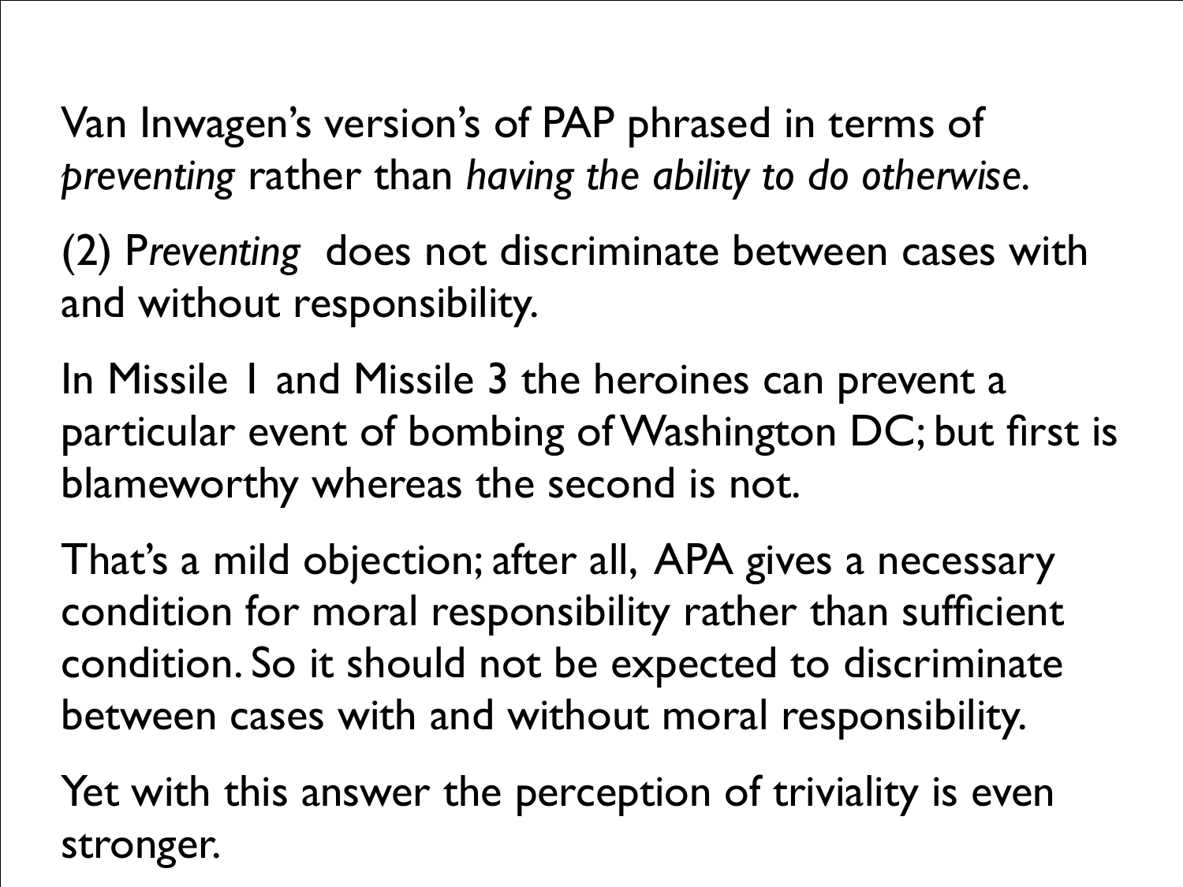Van Inwagen's version's of PAP phrased in terms of *preventing* rather than *having the ability to do otherwise*.

(2) P*reventing* does not discriminate between cases with and without responsibility.

In Missile 1 and Missile 3 the heroines can prevent a particular event of bombing of Washington DC; but first is blameworthy whereas the second is not.

That's a mild objection; after all, APA gives a necessary condition for moral responsibility rather than sufficient condition. So it should not be expected to discriminate between cases with and without moral responsibility.

Yet with this answer the perception of triviality is even stronger.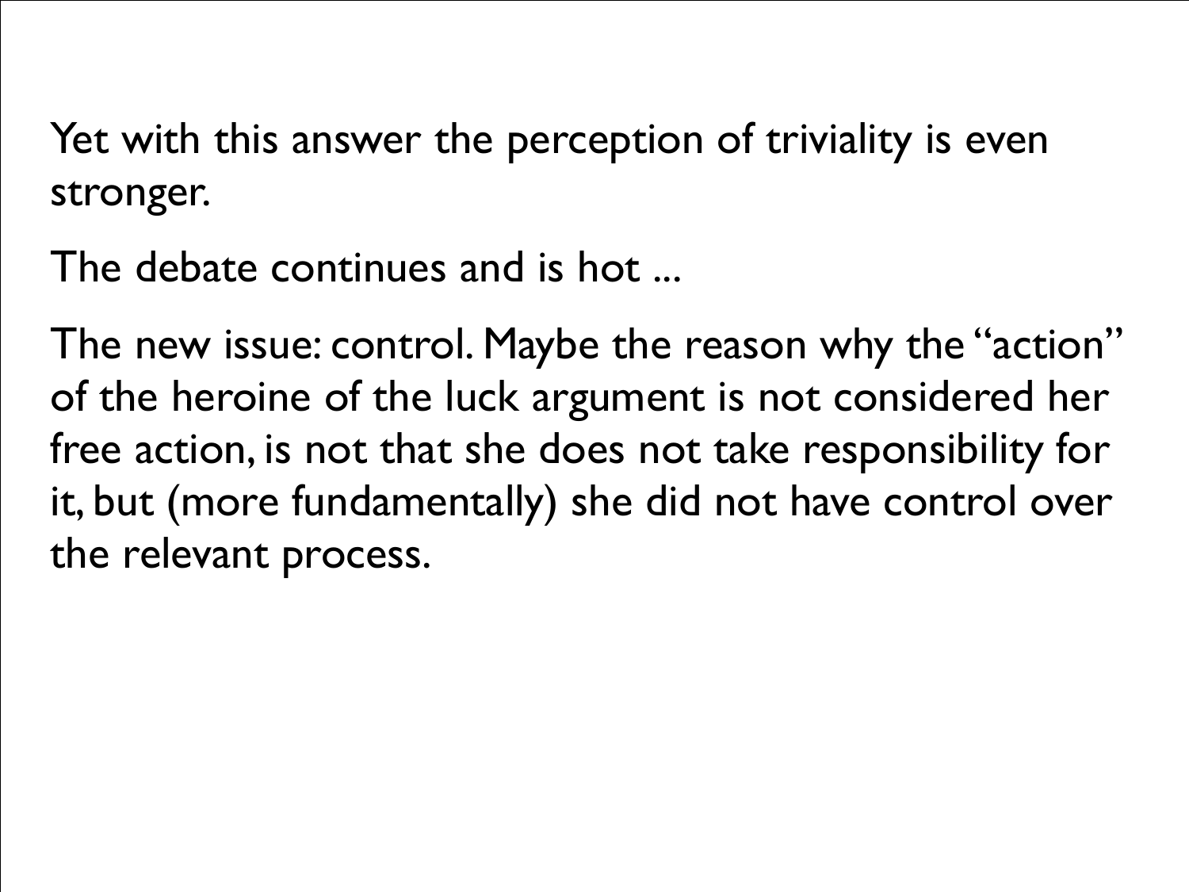Yet with this answer the perception of triviality is even stronger.

The debate continues and is hot ...

The new issue: control. Maybe the reason why the "action" of the heroine of the luck argument is not considered her free action, is not that she does not take responsibility for it, but (more fundamentally) she did not have control over the relevant process.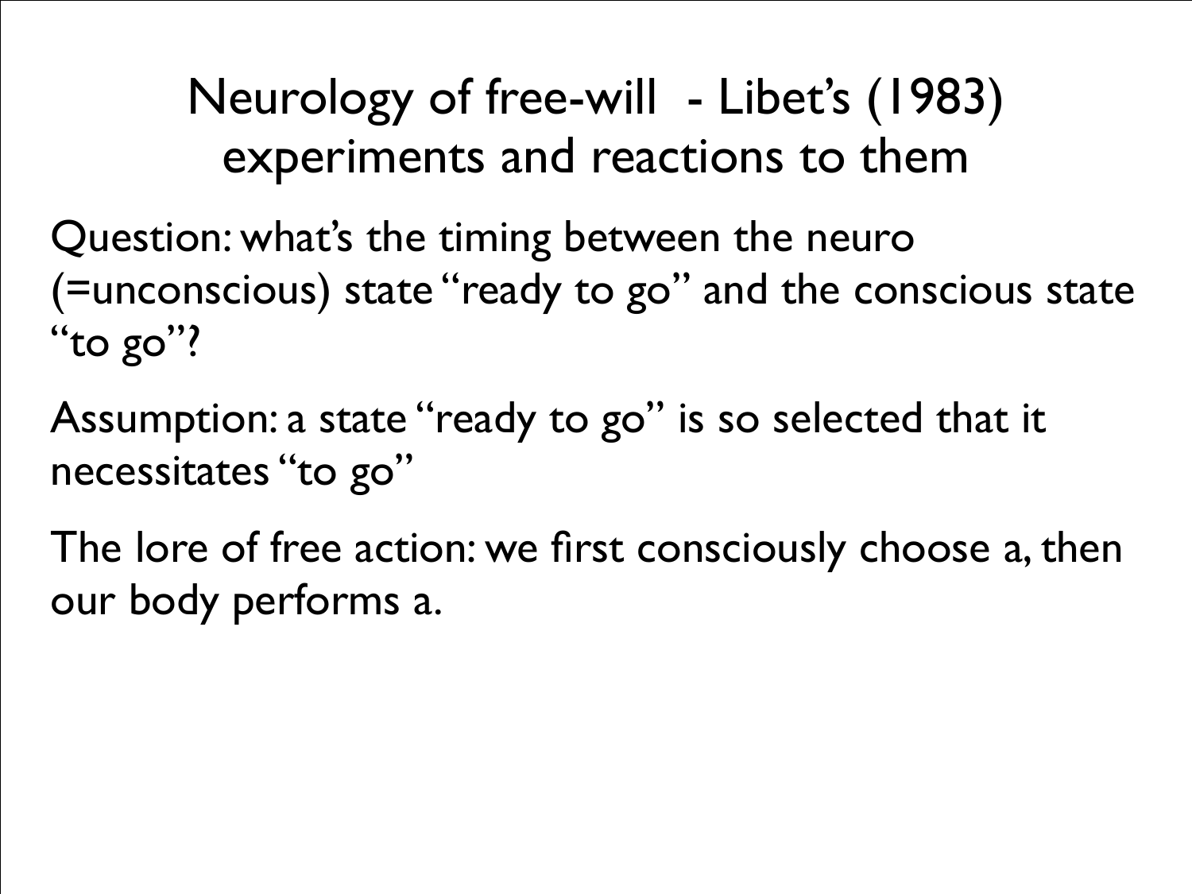# Neurology of free-will - Libet's (1983) experiments and reactions to them

Question: what's the timing between the neuro (=unconscious) state "ready to go" and the conscious state "to go"?

Assumption: a state "ready to go" is so selected that it necessitates "to go"

The lore of free action: we first consciously choose a, then our body performs a.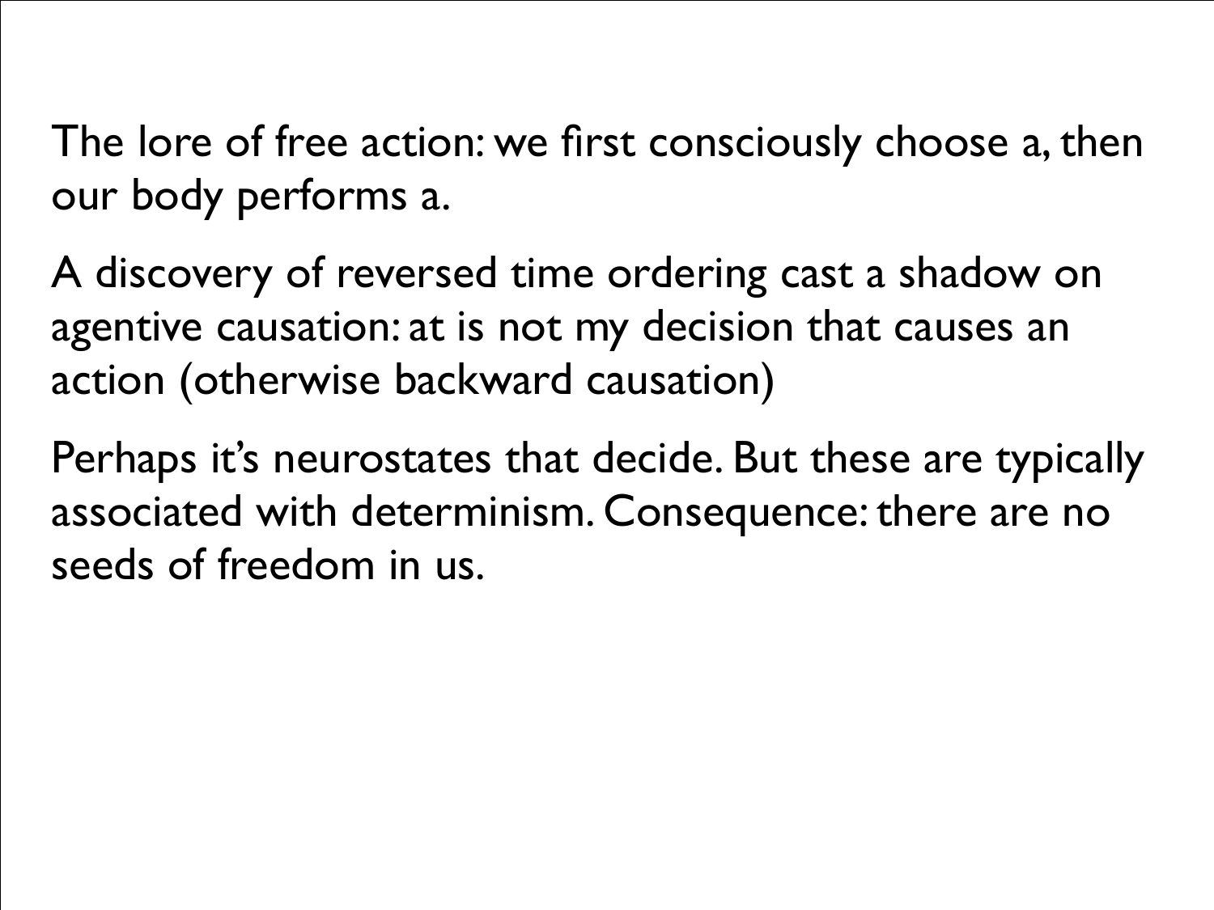The lore of free action: we first consciously choose a, then our body performs a.

A discovery of reversed time ordering cast a shadow on agentive causation: at is not my decision that causes an action (otherwise backward causation)

Perhaps it's neurostates that decide. But these are typically associated with determinism. Consequence: there are no seeds of freedom in us.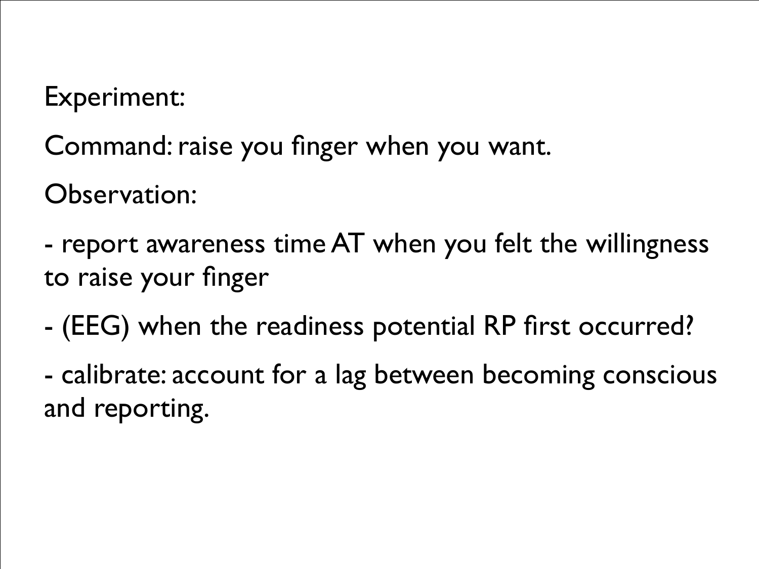Experiment:

Command: raise you finger when you want.

Observation:

- report awareness time AT when you felt the willingness to raise your finger

- (EEG) when the readiness potential RP first occurred?

- calibrate: account for a lag between becoming conscious and reporting.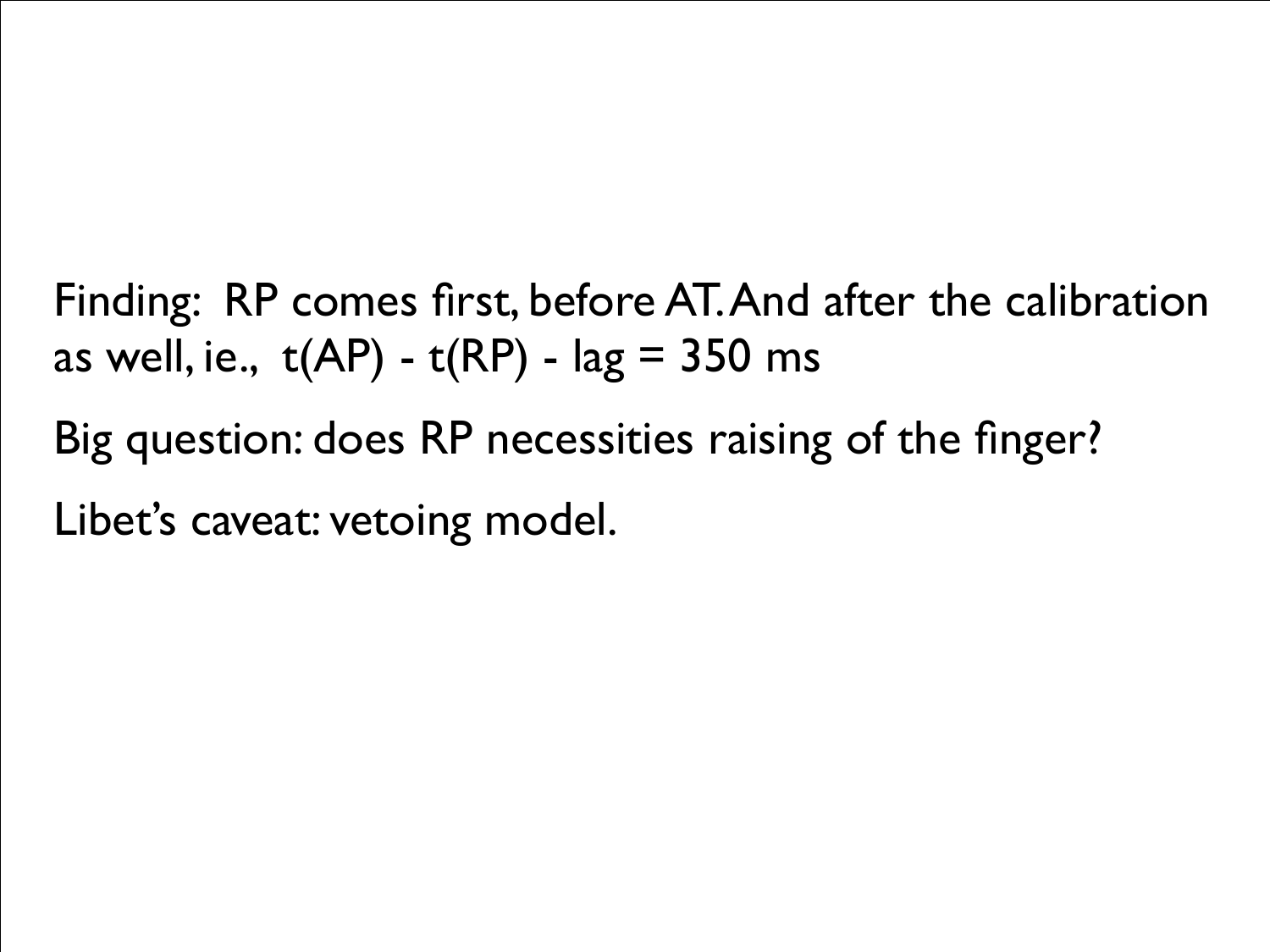Finding: RP comes first, before AT. And after the calibration as well, ie., $t(AP) - t(RP) - lag = 350$ ms

Big question: does RP necessities raising of the finger?

Libet's caveat: vetoing model.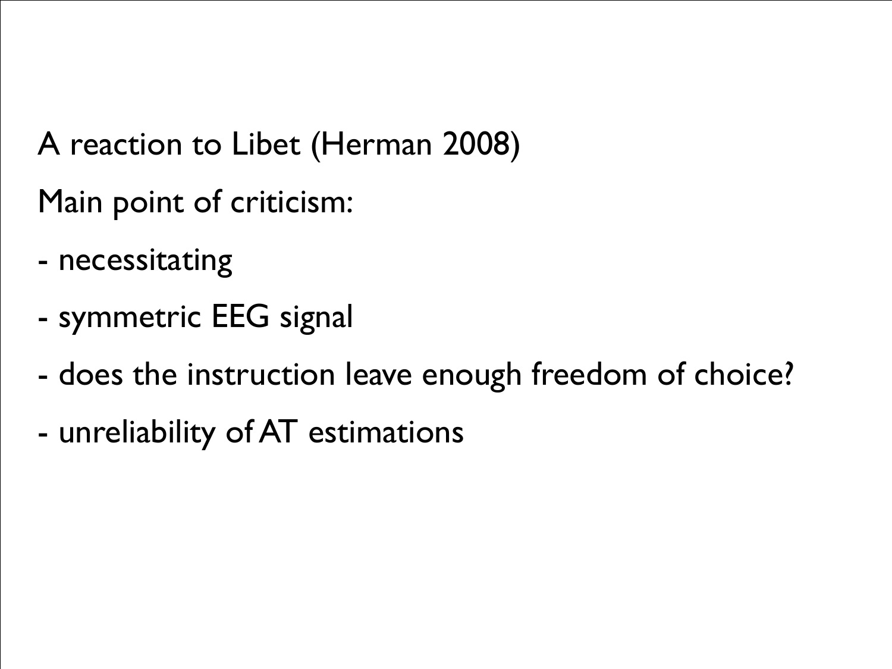A reaction to Libet (Herman 2008)

Main point of criticism:

- necessitating
- symmetric EEG signal
- does the instruction leave enough freedom of choice?
- unreliability of AT estimations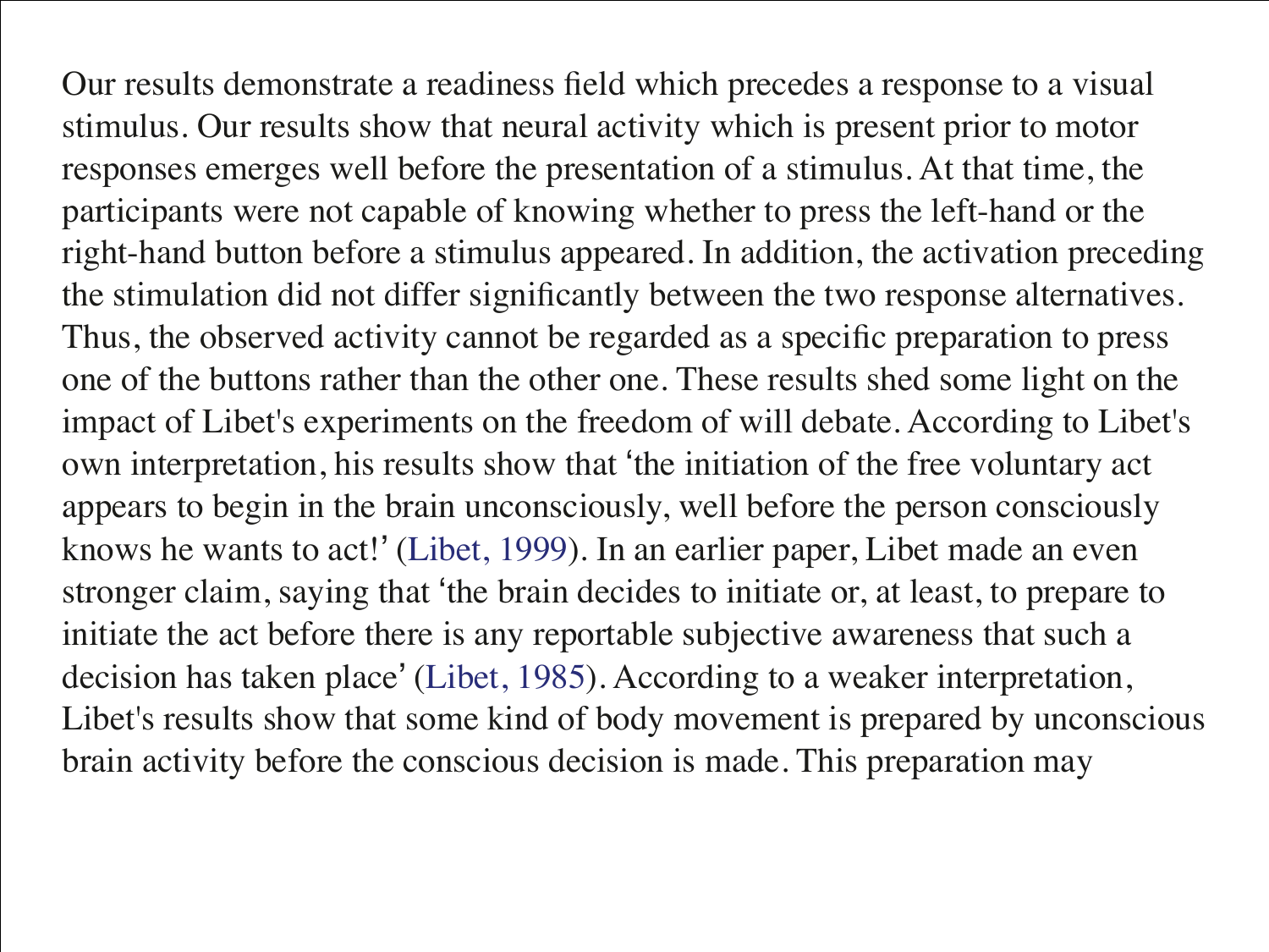Our results demonstrate a readiness field which precedes a response to a visual stimulus. Our results show that neural activity which is present prior to motor responses emerges well before the presentation of a stimulus. At that time, the participants were not capable of knowing whether to press the left-hand or the right-hand button before a stimulus appeared. In addition, the activation preceding the stimulation did not differ significantly between the two response alternatives. Thus, the observed activity cannot be regarded as a specific preparation to press one of the buttons rather than the other one. These results shed some light on the impact of Libet's experiments on the freedom of will debate. According to Libet's own interpretation, his results show that 'the initiation of the free voluntary act appears to begin in the brain unconsciously, well before the person consciously knows he wants to act!' (Libet, 1999). In an earlier paper, Libet made an even stronger claim, saying that 'the brain decides to initiate or, at least, to prepare to initiate the act before there is any reportable subjective awareness that such a decision has taken place' (Libet, 1985). According to a weaker interpretation, Libet's results show that some kind of body movement is prepared by unconscious brain activity before the conscious decision is made. This preparation may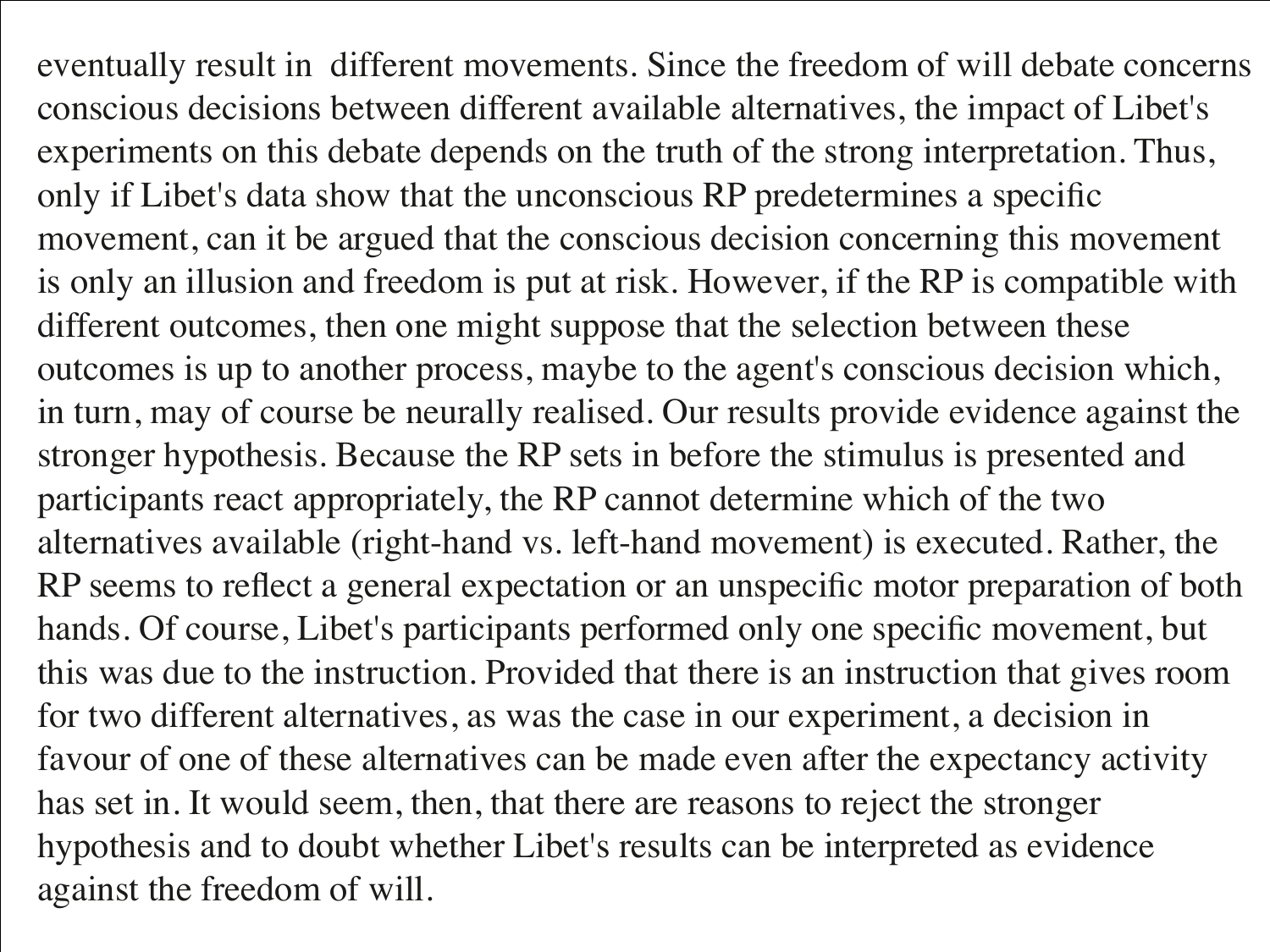eventually result in different movements. Since the freedom of will debate concerns conscious decisions between different available alternatives, the impact of Libet's experiments on this debate depends on the truth of the strong interpretation. Thus, only if Libet's data show that the unconscious RP predetermines a specific movement, can it be argued that the conscious decision concerning this movement is only an illusion and freedom is put at risk. However, if the RP is compatible with different outcomes, then one might suppose that the selection between these outcomes is up to another process, maybe to the agent's conscious decision which, in turn, may of course be neurally realised. Our results provide evidence against the stronger hypothesis. Because the RP sets in before the stimulus is presented and participants react appropriately, the RP cannot determine which of the two alternatives available (right-hand vs. left-hand movement) is executed. Rather, the RP seems to reflect a general expectation or an unspecific motor preparation of both hands. Of course, Libet's participants performed only one specific movement, but this was due to the instruction. Provided that there is an instruction that gives room for two different alternatives, as was the case in our experiment, a decision in favour of one of these alternatives can be made even after the expectancy activity has set in. It would seem, then, that there are reasons to reject the stronger hypothesis and to doubt whether Libet's results can be interpreted as evidence against the freedom of will.